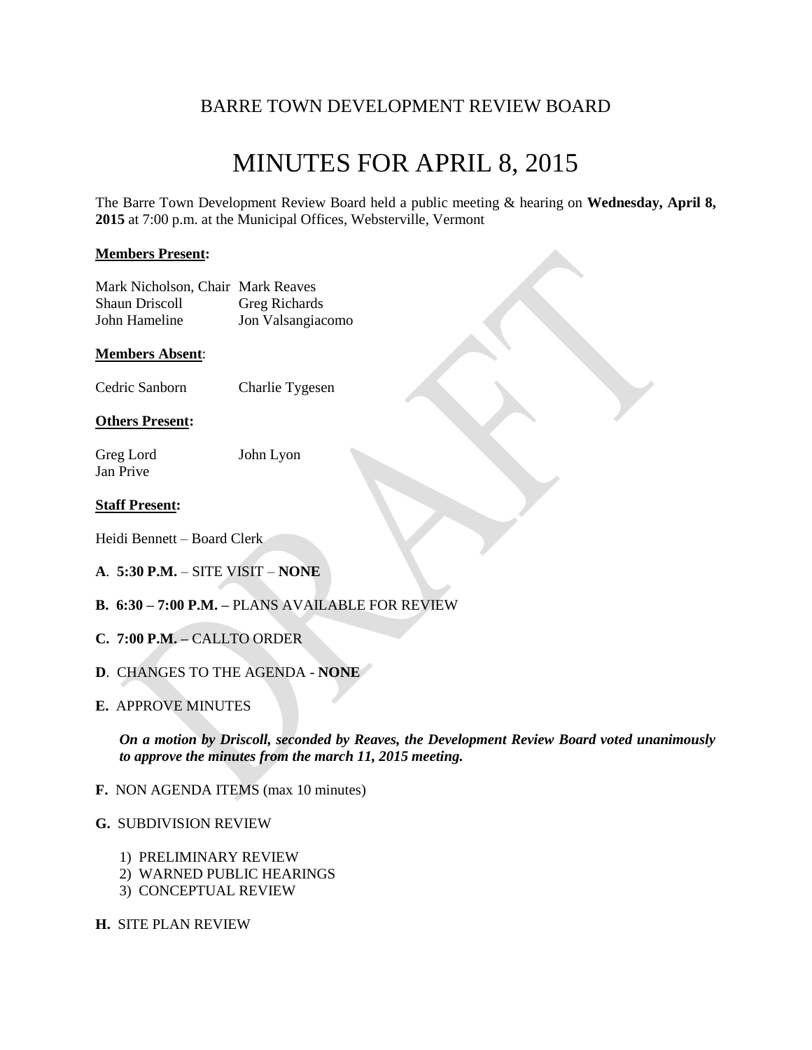# BARRE TOWN DEVELOPMENT REVIEW BOARD

# MINUTES FOR APRIL 8, 2015

The Barre Town Development Review Board held a public meeting & hearing on **Wednesday, April 8, 2015** at 7:00 p.m. at the Municipal Offices, Websterville, Vermont

**Members Present:**

| | |
|---|---|
| Mark Nicholson, Chair | Mark Reaves |
| Shaun Driscoll | Greg Richards |
| John Hameline | Jon Valsangiacomo |

**Members Absent**:

Cedric Sanborn    Charlie Tygesen

**Others Present:**

Greg Lord    John Lyon
Jan Prive

**Staff Present:**

Heidi Bennett – Board Clerk

**A**. **5:30 P.M.** – SITE VISIT – **NONE**

**B. 6:30 – 7:00 P.M. –** PLANS AVAILABLE FOR REVIEW

**C. 7:00 P.M. –** CALLTO ORDER

**D**. CHANGES TO THE AGENDA - **NONE**

**E.** APPROVE MINUTES

***On a motion by Driscoll, seconded by Reaves, the Development Review Board voted unanimously to approve the minutes from the march 11, 2015 meeting.***

**F.** NON AGENDA ITEMS (max 10 minutes)

**G.** SUBDIVISION REVIEW

1) PRELIMINARY REVIEW
2) WARNED PUBLIC HEARINGS
3) CONCEPTUAL REVIEW

**H.** SITE PLAN REVIEW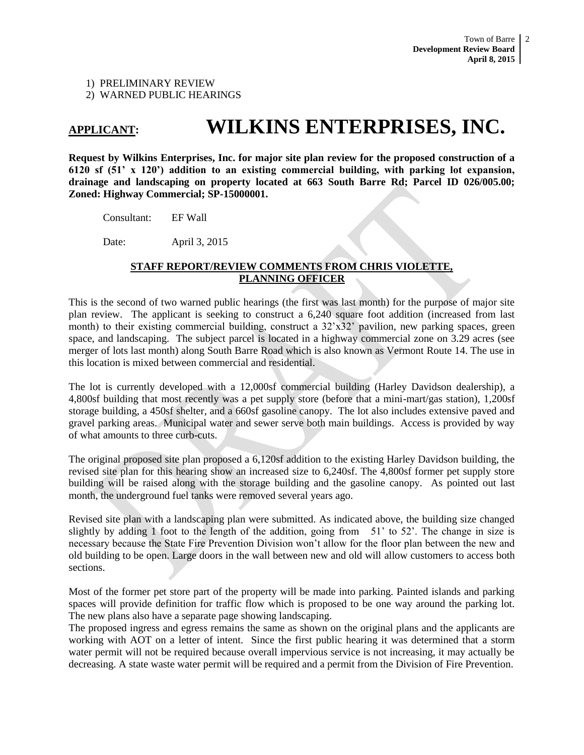1) PRELIMINARY REVIEW
2) WARNED PUBLIC HEARINGS

# APPLICANT: WILKINS ENTERPRISES, INC.

**Request by Wilkins Enterprises, Inc. for major site plan review for the proposed construction of a 6120 sf (51' x 120') addition to an existing commercial building, with parking lot expansion, drainage and landscaping on property located at 663 South Barre Rd; Parcel ID 026/005.00; Zoned: Highway Commercial; SP-15000001.**

Consultant: EF Wall

Date: April 3, 2015

## STAFF REPORT/REVIEW COMMENTS FROM CHRIS VIOLETTE, PLANNING OFFICER

This is the second of two warned public hearings (the first was last month) for the purpose of major site plan review. The applicant is seeking to construct a 6,240 square foot addition (increased from last month) to their existing commercial building, construct a 32'x32' pavilion, new parking spaces, green space, and landscaping. The subject parcel is located in a highway commercial zone on 3.29 acres (see merger of lots last month) along South Barre Road which is also known as Vermont Route 14. The use in this location is mixed between commercial and residential.

The lot is currently developed with a 12,000sf commercial building (Harley Davidson dealership), a 4,800sf building that most recently was a pet supply store (before that a mini-mart/gas station), 1,200sf storage building, a 450sf shelter, and a 660sf gasoline canopy. The lot also includes extensive paved and gravel parking areas. Municipal water and sewer serve both main buildings. Access is provided by way of what amounts to three curb-cuts.

The original proposed site plan proposed a 6,120sf addition to the existing Harley Davidson building, the revised site plan for this hearing show an increased size to 6,240sf. The 4,800sf former pet supply store building will be raised along with the storage building and the gasoline canopy. As pointed out last month, the underground fuel tanks were removed several years ago.

Revised site plan with a landscaping plan were submitted. As indicated above, the building size changed slightly by adding 1 foot to the length of the addition, going from 51' to 52'. The change in size is necessary because the State Fire Prevention Division won't allow for the floor plan between the new and old building to be open. Large doors in the wall between new and old will allow customers to access both sections.

Most of the former pet store part of the property will be made into parking. Painted islands and parking spaces will provide definition for traffic flow which is proposed to be one way around the parking lot. The new plans also have a separate page showing landscaping.

The proposed ingress and egress remains the same as shown on the original plans and the applicants are working with AOT on a letter of intent. Since the first public hearing it was determined that a storm water permit will not be required because overall impervious service is not increasing, it may actually be decreasing. A state waste water permit will be required and a permit from the Division of Fire Prevention.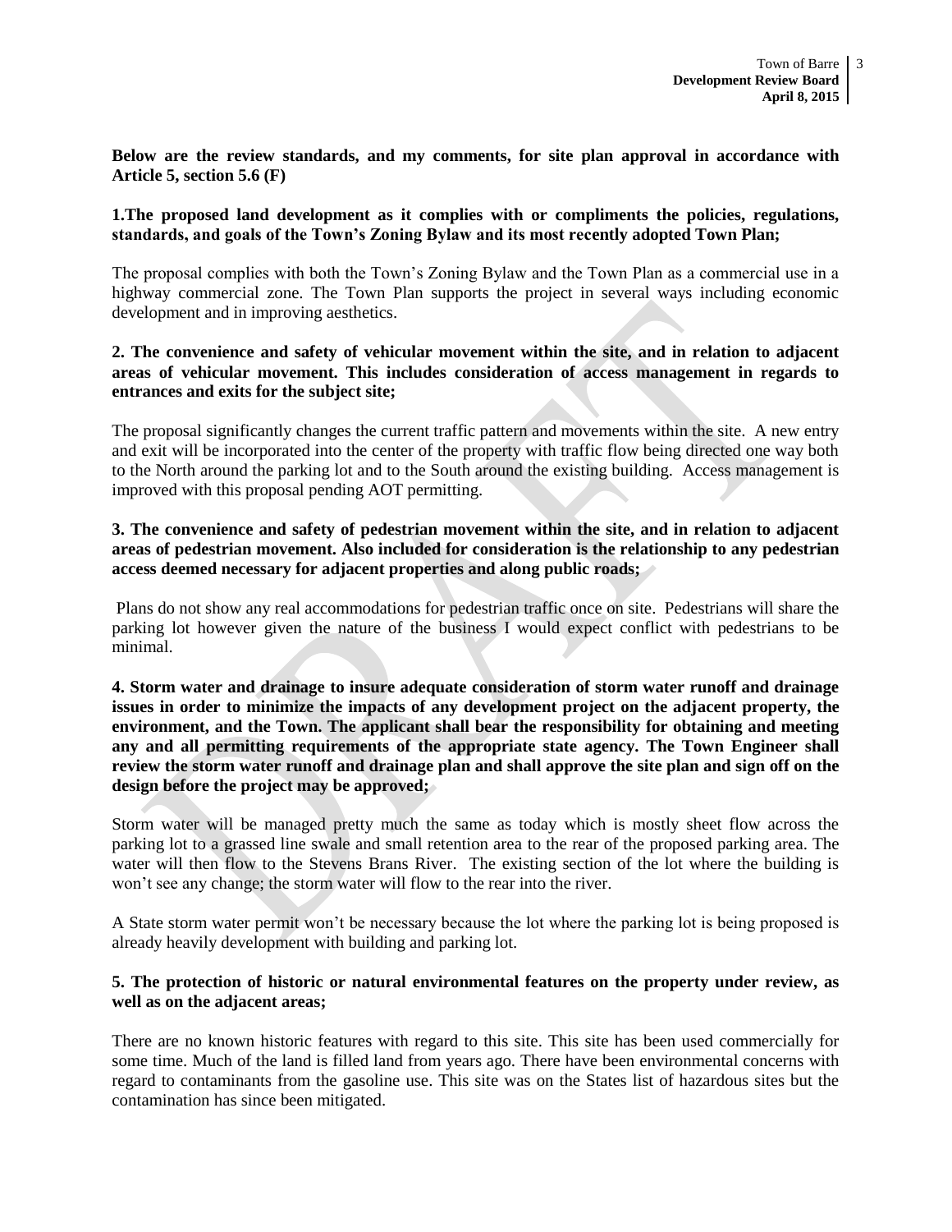**Below are the review standards, and my comments, for site plan approval in accordance with Article 5, section 5.6 (F)**

**1.The proposed land development as it complies with or compliments the policies, regulations, standards, and goals of the Town's Zoning Bylaw and its most recently adopted Town Plan;**

The proposal complies with both the Town's Zoning Bylaw and the Town Plan as a commercial use in a highway commercial zone. The Town Plan supports the project in several ways including economic development and in improving aesthetics.

**2. The convenience and safety of vehicular movement within the site, and in relation to adjacent areas of vehicular movement. This includes consideration of access management in regards to entrances and exits for the subject site;**

The proposal significantly changes the current traffic pattern and movements within the site. A new entry and exit will be incorporated into the center of the property with traffic flow being directed one way both to the North around the parking lot and to the South around the existing building. Access management is improved with this proposal pending AOT permitting.

**3. The convenience and safety of pedestrian movement within the site, and in relation to adjacent areas of pedestrian movement. Also included for consideration is the relationship to any pedestrian access deemed necessary for adjacent properties and along public roads;**

Plans do not show any real accommodations for pedestrian traffic once on site. Pedestrians will share the parking lot however given the nature of the business I would expect conflict with pedestrians to be minimal.

**4. Storm water and drainage to insure adequate consideration of storm water runoff and drainage issues in order to minimize the impacts of any development project on the adjacent property, the environment, and the Town. The applicant shall bear the responsibility for obtaining and meeting any and all permitting requirements of the appropriate state agency. The Town Engineer shall review the storm water runoff and drainage plan and shall approve the site plan and sign off on the design before the project may be approved;**

Storm water will be managed pretty much the same as today which is mostly sheet flow across the parking lot to a grassed line swale and small retention area to the rear of the proposed parking area. The water will then flow to the Stevens Brans River. The existing section of the lot where the building is won't see any change; the storm water will flow to the rear into the river.

A State storm water permit won't be necessary because the lot where the parking lot is being proposed is already heavily development with building and parking lot.

**5. The protection of historic or natural environmental features on the property under review, as well as on the adjacent areas;**

There are no known historic features with regard to this site. This site has been used commercially for some time. Much of the land is filled land from years ago. There have been environmental concerns with regard to contaminants from the gasoline use. This site was on the States list of hazardous sites but the contamination has since been mitigated.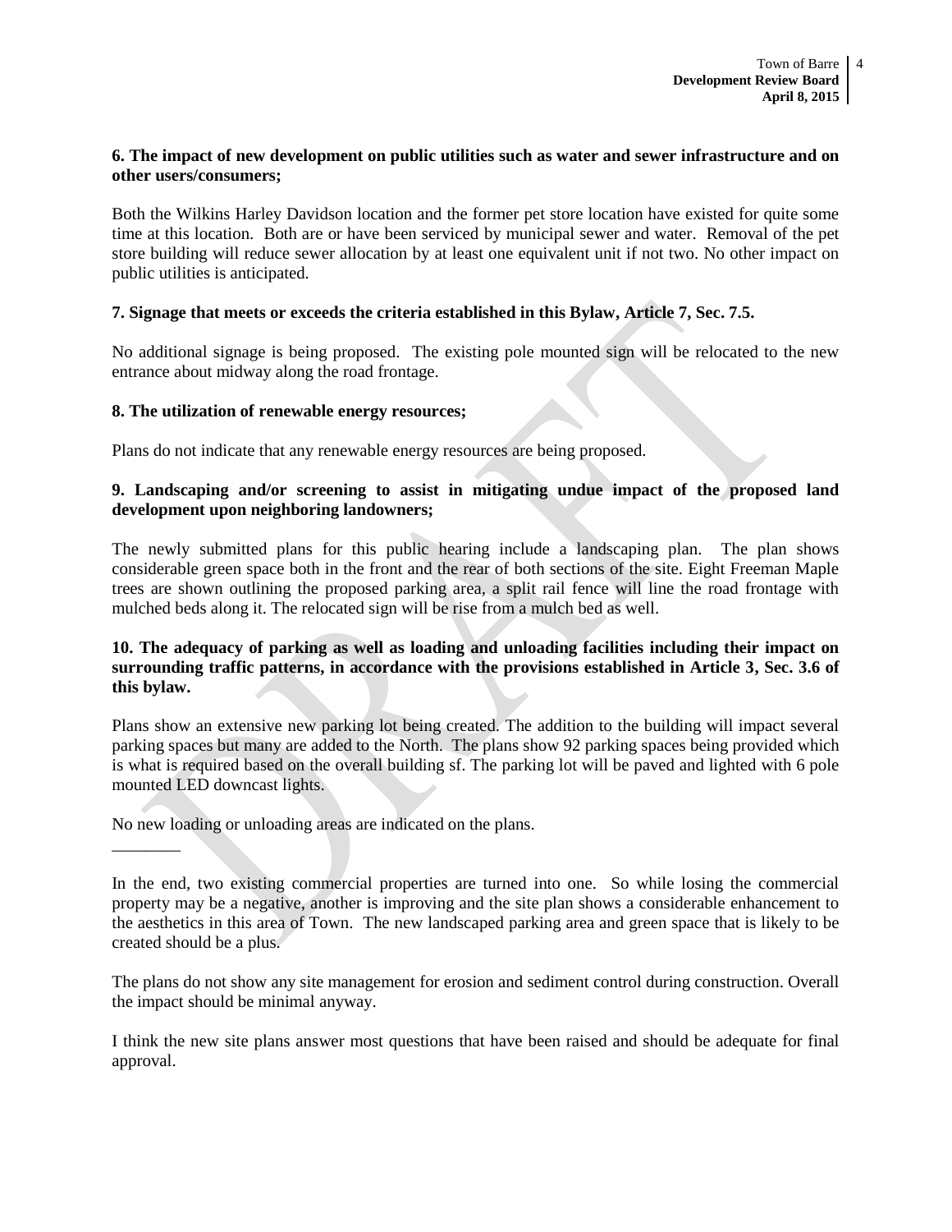**6. The impact of new development on public utilities such as water and sewer infrastructure and on other users/consumers;**

Both the Wilkins Harley Davidson location and the former pet store location have existed for quite some time at this location. Both are or have been serviced by municipal sewer and water. Removal of the pet store building will reduce sewer allocation by at least one equivalent unit if not two. No other impact on public utilities is anticipated.

**7. Signage that meets or exceeds the criteria established in this Bylaw, Article 7, Sec. 7.5.**

No additional signage is being proposed. The existing pole mounted sign will be relocated to the new entrance about midway along the road frontage.

**8. The utilization of renewable energy resources;**

Plans do not indicate that any renewable energy resources are being proposed.

**9. Landscaping and/or screening to assist in mitigating undue impact of the proposed land development upon neighboring landowners;**

The newly submitted plans for this public hearing include a landscaping plan. The plan shows considerable green space both in the front and the rear of both sections of the site. Eight Freeman Maple trees are shown outlining the proposed parking area, a split rail fence will line the road frontage with mulched beds along it. The relocated sign will be rise from a mulch bed as well.

**10. The adequacy of parking as well as loading and unloading facilities including their impact on surrounding traffic patterns, in accordance with the provisions established in Article 3, Sec. 3.6 of this bylaw.**

Plans show an extensive new parking lot being created. The addition to the building will impact several parking spaces but many are added to the North. The plans show 92 parking spaces being provided which is what is required based on the overall building sf. The parking lot will be paved and lighted with 6 pole mounted LED downcast lights.

No new loading or unloading areas are indicated on the plans.

________

In the end, two existing commercial properties are turned into one. So while losing the commercial property may be a negative, another is improving and the site plan shows a considerable enhancement to the aesthetics in this area of Town. The new landscaped parking area and green space that is likely to be created should be a plus.

The plans do not show any site management for erosion and sediment control during construction. Overall the impact should be minimal anyway.

I think the new site plans answer most questions that have been raised and should be adequate for final approval.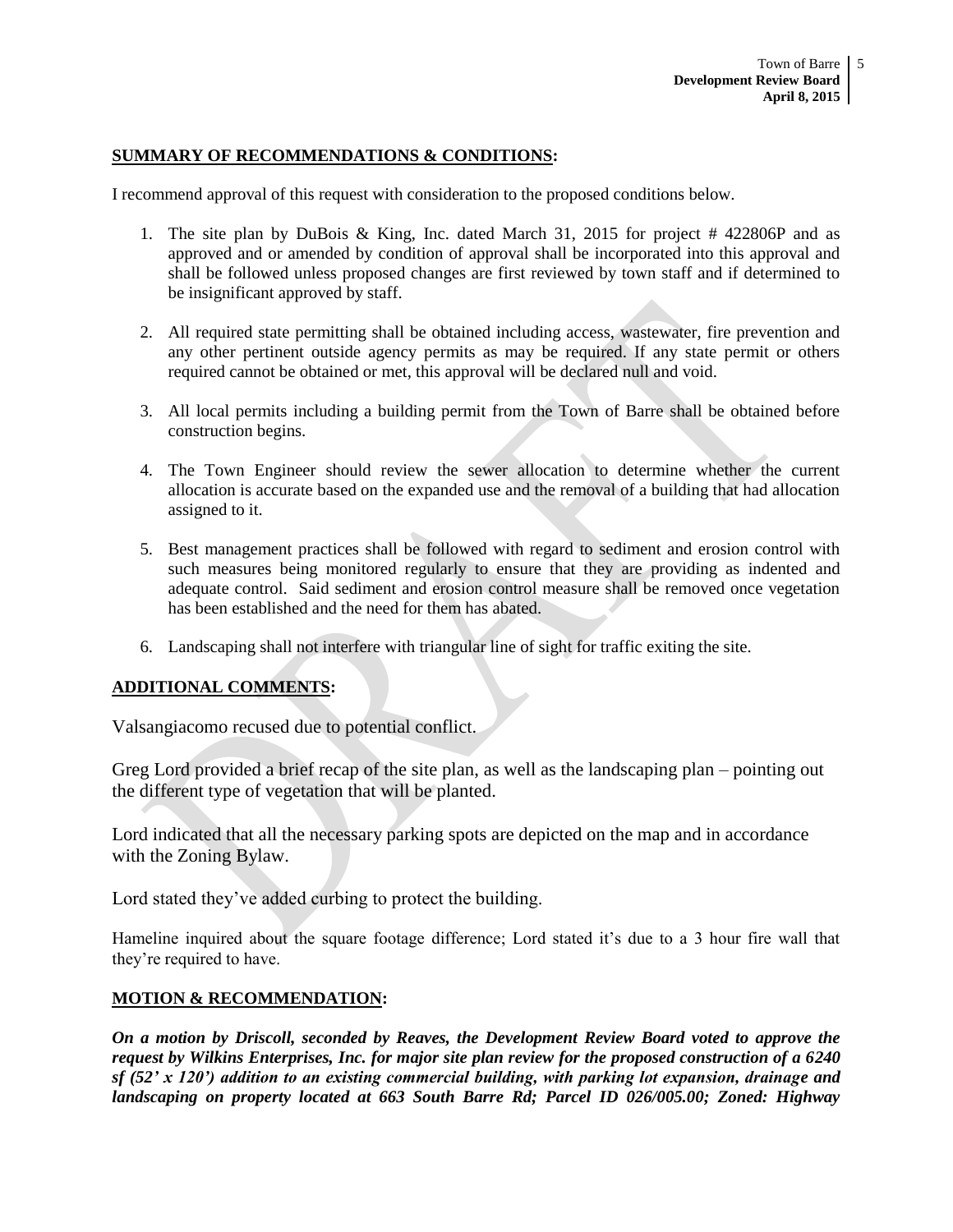**SUMMARY OF RECOMMENDATIONS & CONDITIONS:**

I recommend approval of this request with consideration to the proposed conditions below.

1. The site plan by DuBois & King, Inc. dated March 31, 2015 for project # 422806P and as approved and or amended by condition of approval shall be incorporated into this approval and shall be followed unless proposed changes are first reviewed by town staff and if determined to be insignificant approved by staff.

2. All required state permitting shall be obtained including access, wastewater, fire prevention and any other pertinent outside agency permits as may be required. If any state permit or others required cannot be obtained or met, this approval will be declared null and void.

3. All local permits including a building permit from the Town of Barre shall be obtained before construction begins.

4. The Town Engineer should review the sewer allocation to determine whether the current allocation is accurate based on the expanded use and the removal of a building that had allocation assigned to it.

5. Best management practices shall be followed with regard to sediment and erosion control with such measures being monitored regularly to ensure that they are providing as indented and adequate control. Said sediment and erosion control measure shall be removed once vegetation has been established and the need for them has abated.

6. Landscaping shall not interfere with triangular line of sight for traffic exiting the site.

**ADDITIONAL COMMENTS:**

Valsangiacomo recused due to potential conflict.

Greg Lord provided a brief recap of the site plan, as well as the landscaping plan – pointing out the different type of vegetation that will be planted.

Lord indicated that all the necessary parking spots are depicted on the map and in accordance with the Zoning Bylaw.

Lord stated they've added curbing to protect the building.

Hameline inquired about the square footage difference; Lord stated it's due to a 3 hour fire wall that they're required to have.

**MOTION & RECOMMENDATION:**

***On a motion by Driscoll, seconded by Reaves, the Development Review Board voted to approve the request by Wilkins Enterprises, Inc. for major site plan review for the proposed construction of a 6240 sf (52' x 120') addition to an existing commercial building, with parking lot expansion, drainage and landscaping on property located at 663 South Barre Rd; Parcel ID 026/005.00; Zoned: Highway***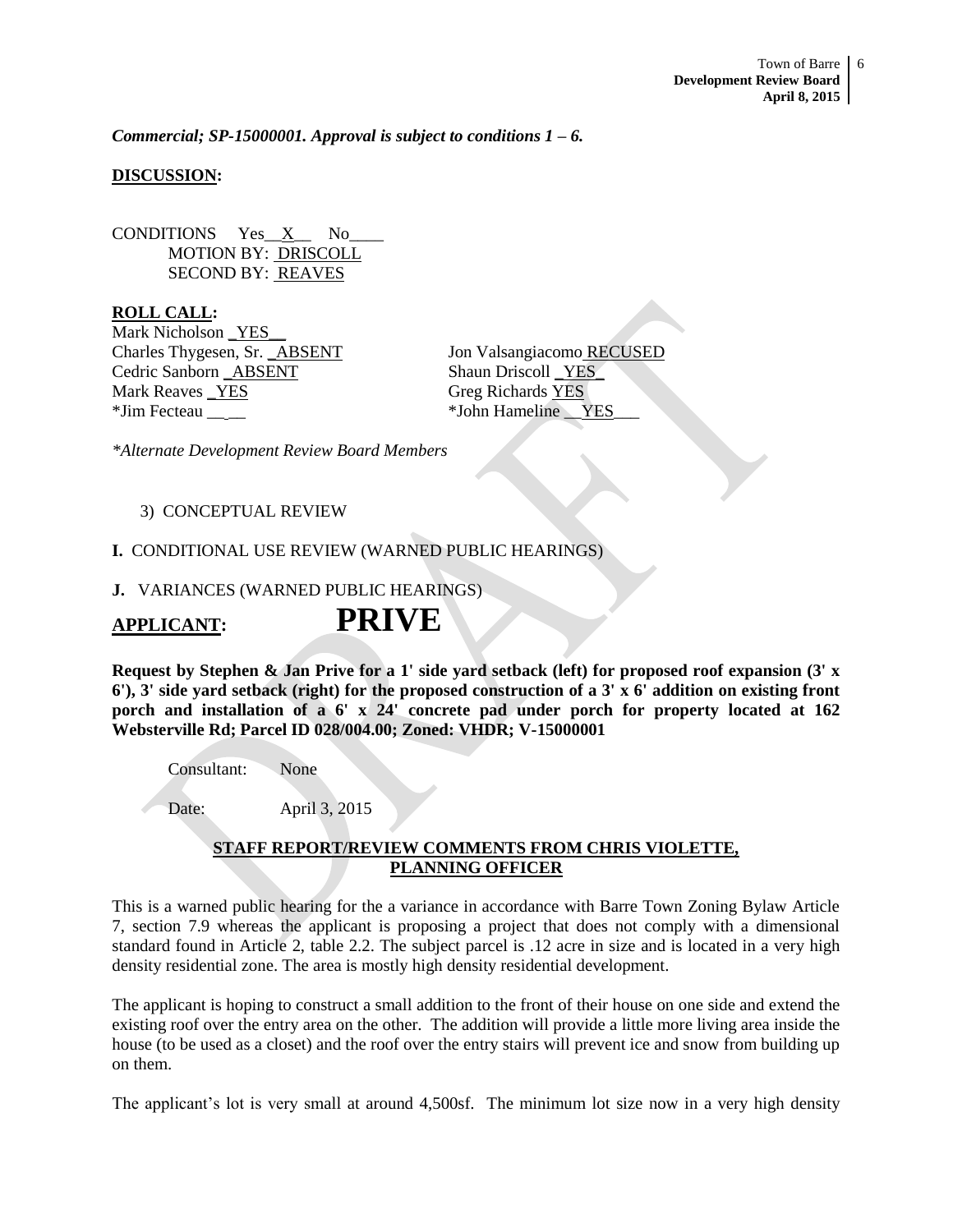***Commercial; SP-15000001. Approval is subject to conditions 1 – 6.***

**DISCUSSION:**

CONDITIONS Yes__X__ No____
MOTION BY: DRISCOLL
SECOND BY: REAVES

**ROLL CALL:**

Mark Nicholson _YES__
Charles Thygesen, Sr. _ABSENT
Cedric Sanborn _ABSENT
Mark Reaves _YES
*Jim Fecteau __ __
Jon Valsangiacomo RECUSED
Shaun Driscoll _YES_
Greg Richards YES
*John Hameline __YES___

*\*Alternate Development Review Board Members*

3) CONCEPTUAL REVIEW

**I.** CONDITIONAL USE REVIEW (WARNED PUBLIC HEARINGS)

**J.** VARIANCES (WARNED PUBLIC HEARINGS)

## APPLICANT: PRIVE

**Request by Stephen & Jan Prive for a 1' side yard setback (left) for proposed roof expansion (3' x 6'), 3' side yard setback (right) for the proposed construction of a 3' x 6' addition on existing front porch and installation of a 6' x 24' concrete pad under porch for property located at 162 Websterville Rd; Parcel ID 028/004.00; Zoned: VHDR; V-15000001**

Consultant: None

Date: April 3, 2015

**STAFF REPORT/REVIEW COMMENTS FROM CHRIS VIOLETTE, PLANNING OFFICER**

This is a warned public hearing for the a variance in accordance with Barre Town Zoning Bylaw Article 7, section 7.9 whereas the applicant is proposing a project that does not comply with a dimensional standard found in Article 2, table 2.2. The subject parcel is .12 acre in size and is located in a very high density residential zone. The area is mostly high density residential development.

The applicant is hoping to construct a small addition to the front of their house on one side and extend the existing roof over the entry area on the other. The addition will provide a little more living area inside the house (to be used as a closet) and the roof over the entry stairs will prevent ice and snow from building up on them.

The applicant's lot is very small at around 4,500sf. The minimum lot size now in a very high density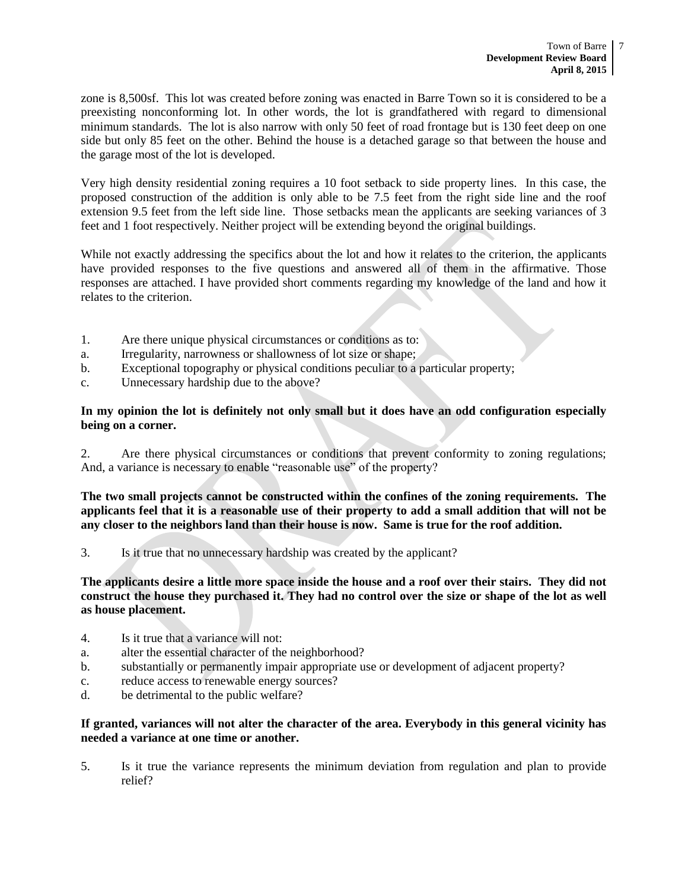zone is 8,500sf. This lot was created before zoning was enacted in Barre Town so it is considered to be a preexisting nonconforming lot. In other words, the lot is grandfathered with regard to dimensional minimum standards. The lot is also narrow with only 50 feet of road frontage but is 130 feet deep on one side but only 85 feet on the other. Behind the house is a detached garage so that between the house and the garage most of the lot is developed.

Very high density residential zoning requires a 10 foot setback to side property lines. In this case, the proposed construction of the addition is only able to be 7.5 feet from the right side line and the roof extension 9.5 feet from the left side line. Those setbacks mean the applicants are seeking variances of 3 feet and 1 foot respectively. Neither project will be extending beyond the original buildings.

While not exactly addressing the specifics about the lot and how it relates to the criterion, the applicants have provided responses to the five questions and answered all of them in the affirmative. Those responses are attached. I have provided short comments regarding my knowledge of the land and how it relates to the criterion.

1. Are there unique physical circumstances or conditions as to:
   a. Irregularity, narrowness or shallowness of lot size or shape;
   b. Exceptional topography or physical conditions peculiar to a particular property;
   c. Unnecessary hardship due to the above?

**In my opinion the lot is definitely not only small but it does have an odd configuration especially being on a corner.**

2. Are there physical circumstances or conditions that prevent conformity to zoning regulations; And, a variance is necessary to enable "reasonable use" of the property?

**The two small projects cannot be constructed within the confines of the zoning requirements. The applicants feel that it is a reasonable use of their property to add a small addition that will not be any closer to the neighbors land than their house is now. Same is true for the roof addition.**

3. Is it true that no unnecessary hardship was created by the applicant?

**The applicants desire a little more space inside the house and a roof over their stairs. They did not construct the house they purchased it. They had no control over the size or shape of the lot as well as house placement.**

4. Is it true that a variance will not:
   a. alter the essential character of the neighborhood?
   b. substantially or permanently impair appropriate use or development of adjacent property?
   c. reduce access to renewable energy sources?
   d. be detrimental to the public welfare?

**If granted, variances will not alter the character of the area. Everybody in this general vicinity has needed a variance at one time or another.**

5. Is it true the variance represents the minimum deviation from regulation and plan to provide relief?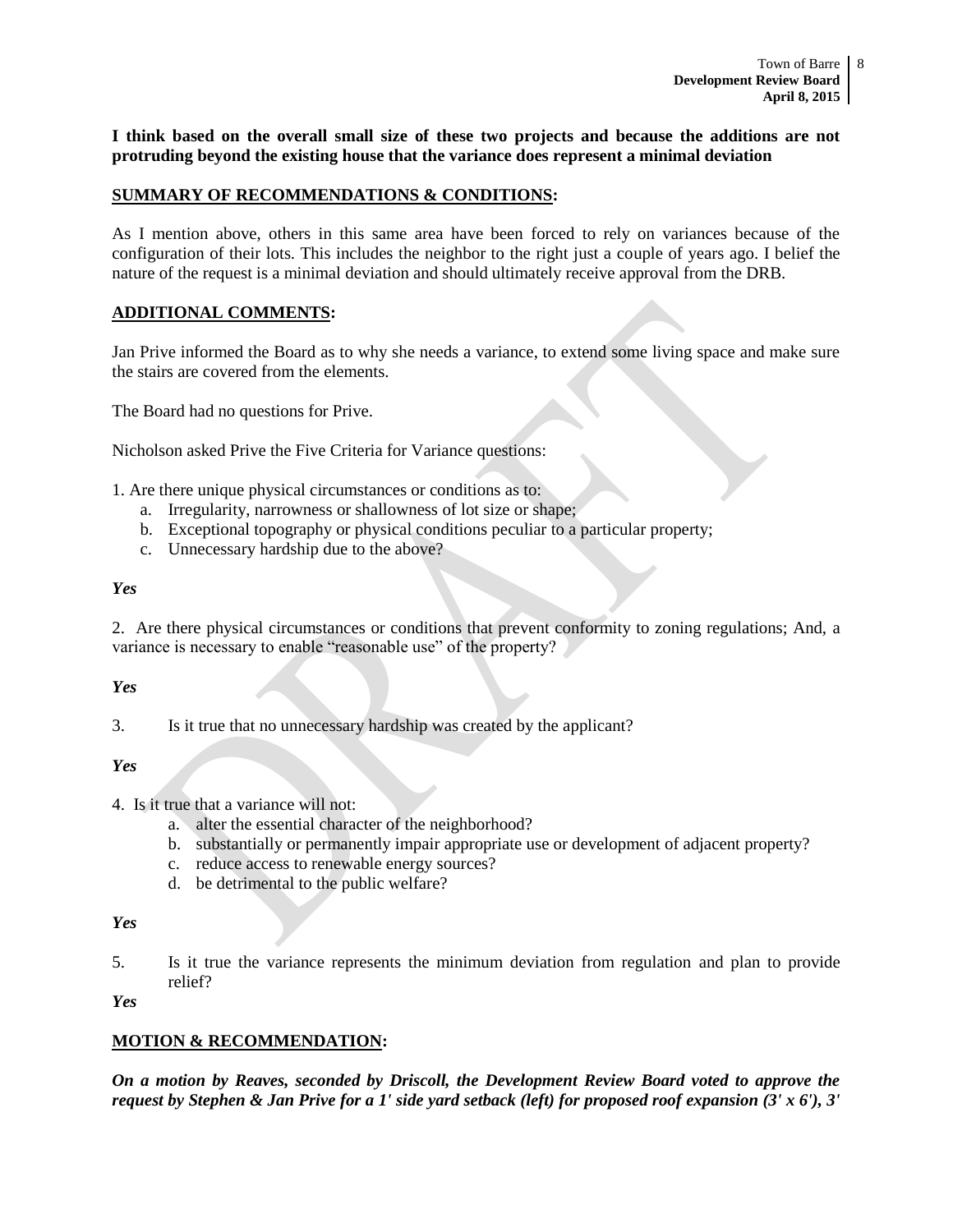**I think based on the overall small size of these two projects and because the additions are not protruding beyond the existing house that the variance does represent a minimal deviation**

**SUMMARY OF RECOMMENDATIONS & CONDITIONS:**

As I mention above, others in this same area have been forced to rely on variances because of the configuration of their lots. This includes the neighbor to the right just a couple of years ago. I belief the nature of the request is a minimal deviation and should ultimately receive approval from the DRB.

**ADDITIONAL COMMENTS:**

Jan Prive informed the Board as to why she needs a variance, to extend some living space and make sure the stairs are covered from the elements.

The Board had no questions for Prive.

Nicholson asked Prive the Five Criteria for Variance questions:

1. Are there unique physical circumstances or conditions as to:
   a. Irregularity, narrowness or shallowness of lot size or shape;
   b. Exceptional topography or physical conditions peculiar to a particular property;
   c. Unnecessary hardship due to the above?

***Yes***

2. Are there physical circumstances or conditions that prevent conformity to zoning regulations; And, a variance is necessary to enable "reasonable use" of the property?

***Yes***

3. Is it true that no unnecessary hardship was created by the applicant?

***Yes***

4. Is it true that a variance will not:
   a. alter the essential character of the neighborhood?
   b. substantially or permanently impair appropriate use or development of adjacent property?
   c. reduce access to renewable energy sources?
   d. be detrimental to the public welfare?

***Yes***

5. Is it true the variance represents the minimum deviation from regulation and plan to provide relief?

***Yes***

**MOTION & RECOMMENDATION:**

***On a motion by Reaves, seconded by Driscoll, the Development Review Board voted to approve the request by Stephen & Jan Prive for a 1' side yard setback (left) for proposed roof expansion (3' x 6'), 3'***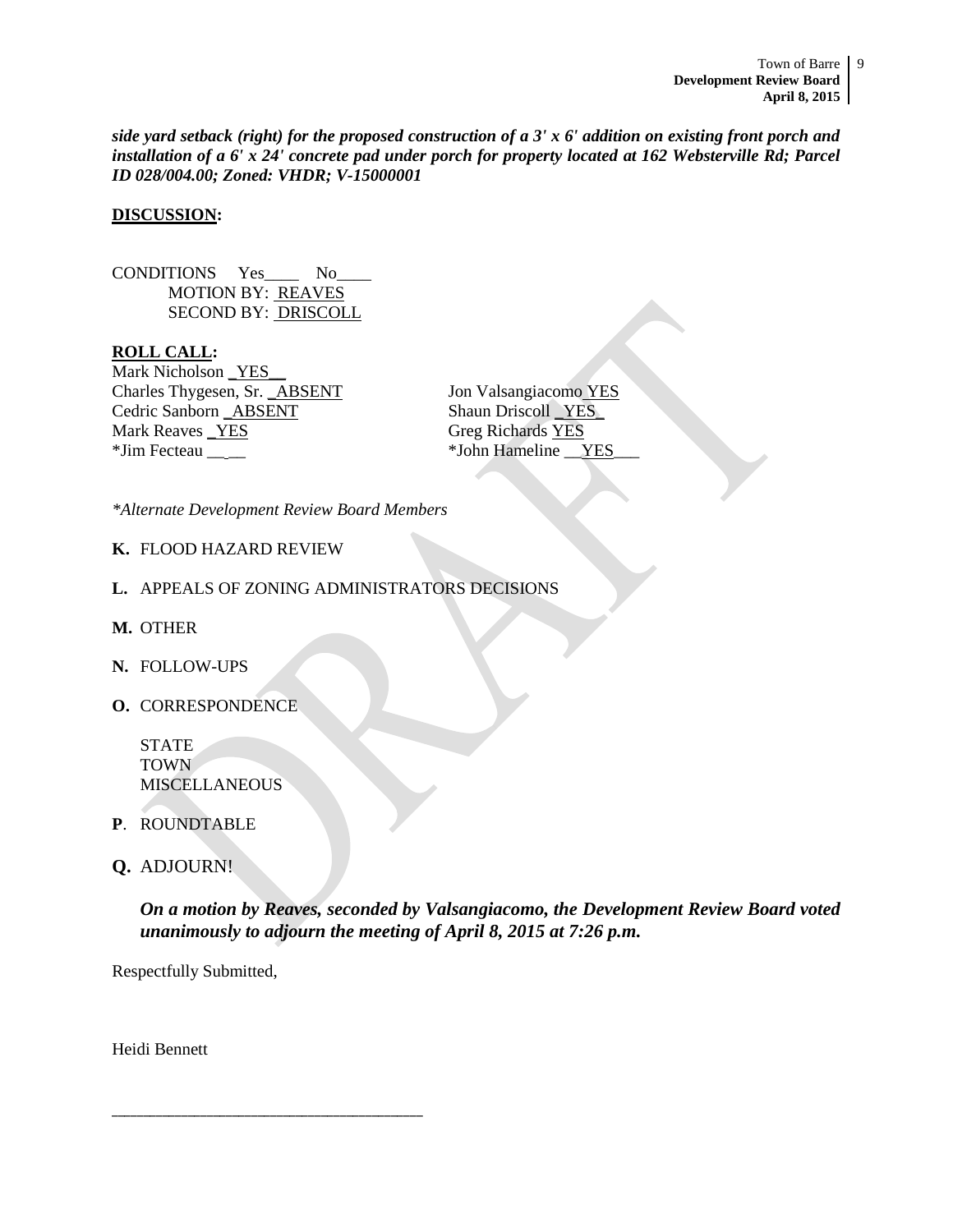***side yard setback (right) for the proposed construction of a 3' x 6' addition on existing front porch and installation of a 6' x 24' concrete pad under porch for property located at 162 Websterville Rd; Parcel ID 028/004.00; Zoned: VHDR; V-15000001***

**DISCUSSION:**

CONDITIONS Yes____ No____
MOTION BY: REAVES
SECOND BY: DRISCOLL

**ROLL CALL:**

Mark Nicholson _YES__
Charles Thygesen, Sr. _ABSENT
Cedric Sanborn _ABSENT
Mark Reaves _YES
*Jim Fecteau __ __
Jon Valsangiacomo YES
Shaun Driscoll _YES_
Greg Richards YES
*John Hameline __YES___

*\*Alternate Development Review Board Members*

**K.** FLOOD HAZARD REVIEW

**L.** APPEALS OF ZONING ADMINISTRATORS DECISIONS

**M.** OTHER

**N.** FOLLOW-UPS

**O.** CORRESPONDENCE

STATE
TOWN
MISCELLANEOUS

**P**. ROUNDTABLE

**Q.** ADJOURN!

***On a motion by Reaves, seconded by Valsangiacomo, the Development Review Board voted unanimously to adjourn the meeting of April 8, 2015 at 7:26 p.m.***

Respectfully Submitted,

Heidi Bennett

_______________________________________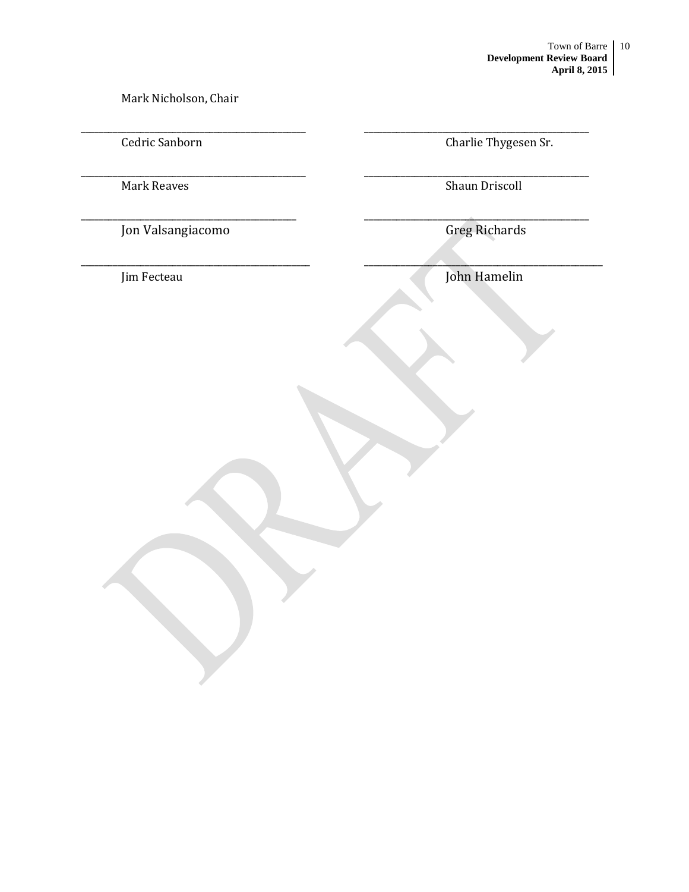Mark Nicholson, Chair

| | |
|---|---|
| _______________________________ | _______________________________ |
| Cedric Sanborn | Charlie Thygesen Sr. |
| _______________________________ | _______________________________ |
| Mark Reaves | Shaun Driscoll |
| _______________________________ | _______________________________ |
| Jon Valsangiacomo | Greg Richards |
| _______________________________ | _______________________________ |
| Jim Fecteau | John Hamelin |

DRAFT